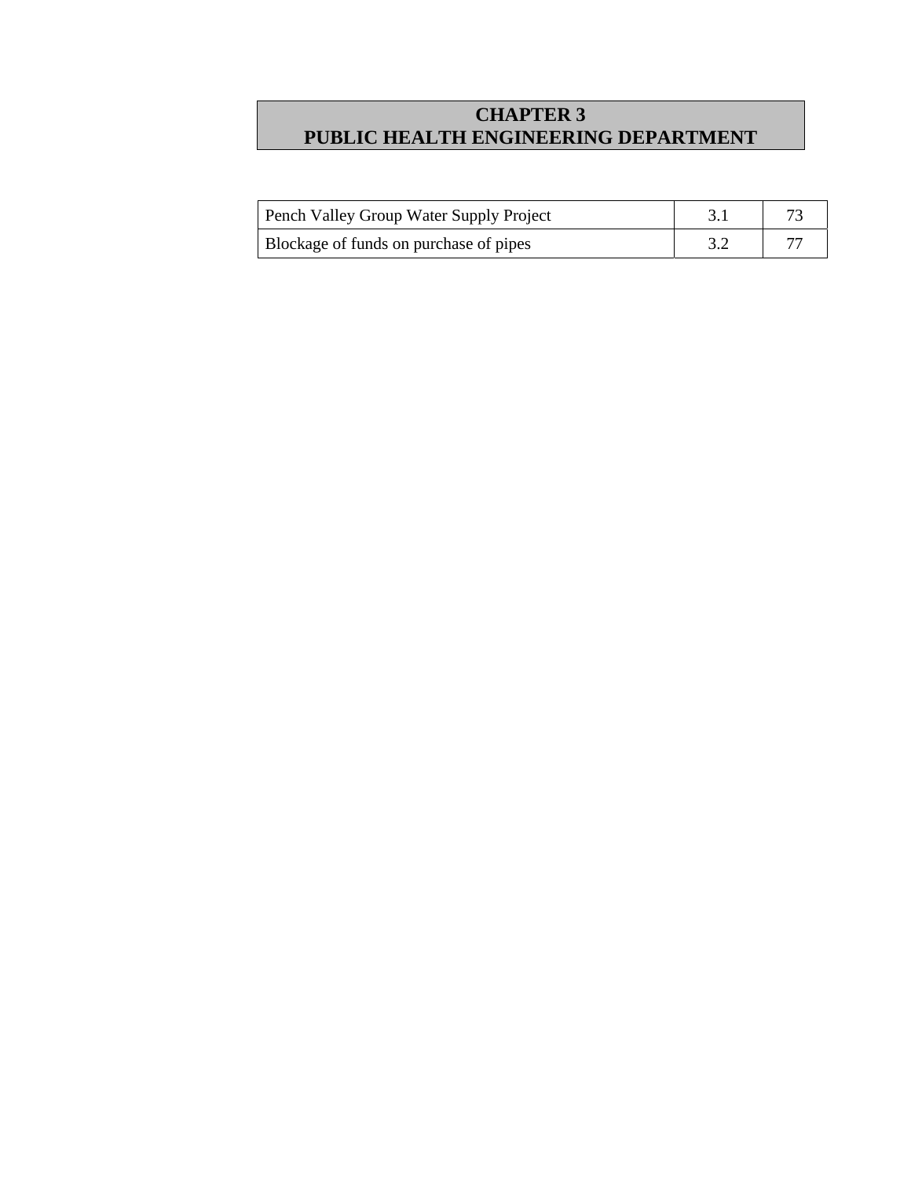# CHAPTER 3
# PUBLIC HEALTH ENGINEERING DEPARTMENT

| | | |
|---|---|---|
| Pench Valley Group Water Supply Project | 3.1 | 73 |
| Blockage of funds on purchase of pipes | 3.2 | 77 |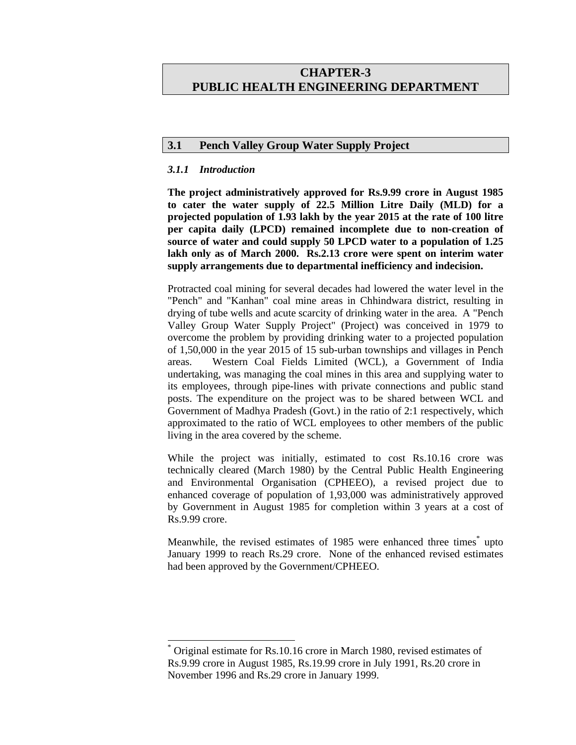# CHAPTER-3
# PUBLIC HEALTH ENGINEERING DEPARTMENT

## 3.1 Pench Valley Group Water Supply Project

### *3.1.1 Introduction*

**The project administratively approved for Rs.9.99 crore in August 1985 to cater the water supply of 22.5 Million Litre Daily (MLD) for a projected population of 1.93 lakh by the year 2015 at the rate of 100 litre per capita daily (LPCD) remained incomplete due to non-creation of source of water and could supply 50 LPCD water to a population of 1.25 lakh only as of March 2000. Rs.2.13 crore were spent on interim water supply arrangements due to departmental inefficiency and indecision.**

Protracted coal mining for several decades had lowered the water level in the "Pench" and "Kanhan" coal mine areas in Chhindwara district, resulting in drying of tube wells and acute scarcity of drinking water in the area. A "Pench Valley Group Water Supply Project" (Project) was conceived in 1979 to overcome the problem by providing drinking water to a projected population of 1,50,000 in the year 2015 of 15 sub-urban townships and villages in Pench areas. Western Coal Fields Limited (WCL), a Government of India undertaking, was managing the coal mines in this area and supplying water to its employees, through pipe-lines with private connections and public stand posts. The expenditure on the project was to be shared between WCL and Government of Madhya Pradesh (Govt.) in the ratio of 2:1 respectively, which approximated to the ratio of WCL employees to other members of the public living in the area covered by the scheme.

While the project was initially, estimated to cost Rs.10.16 crore was technically cleared (March 1980) by the Central Public Health Engineering and Environmental Organisation (CPHEEO), a revised project due to enhanced coverage of population of 1,93,000 was administratively approved by Government in August 1985 for completion within 3 years at a cost of Rs.9.99 crore.

Meanwhile, the revised estimates of 1985 were enhanced three times[*] upto January 1999 to reach Rs.29 crore. None of the enhanced revised estimates had been approved by the Government/CPHEEO.

---

[*] Original estimate for Rs.10.16 crore in March 1980, revised estimates of Rs.9.99 crore in August 1985, Rs.19.99 crore in July 1991, Rs.20 crore in November 1996 and Rs.29 crore in January 1999.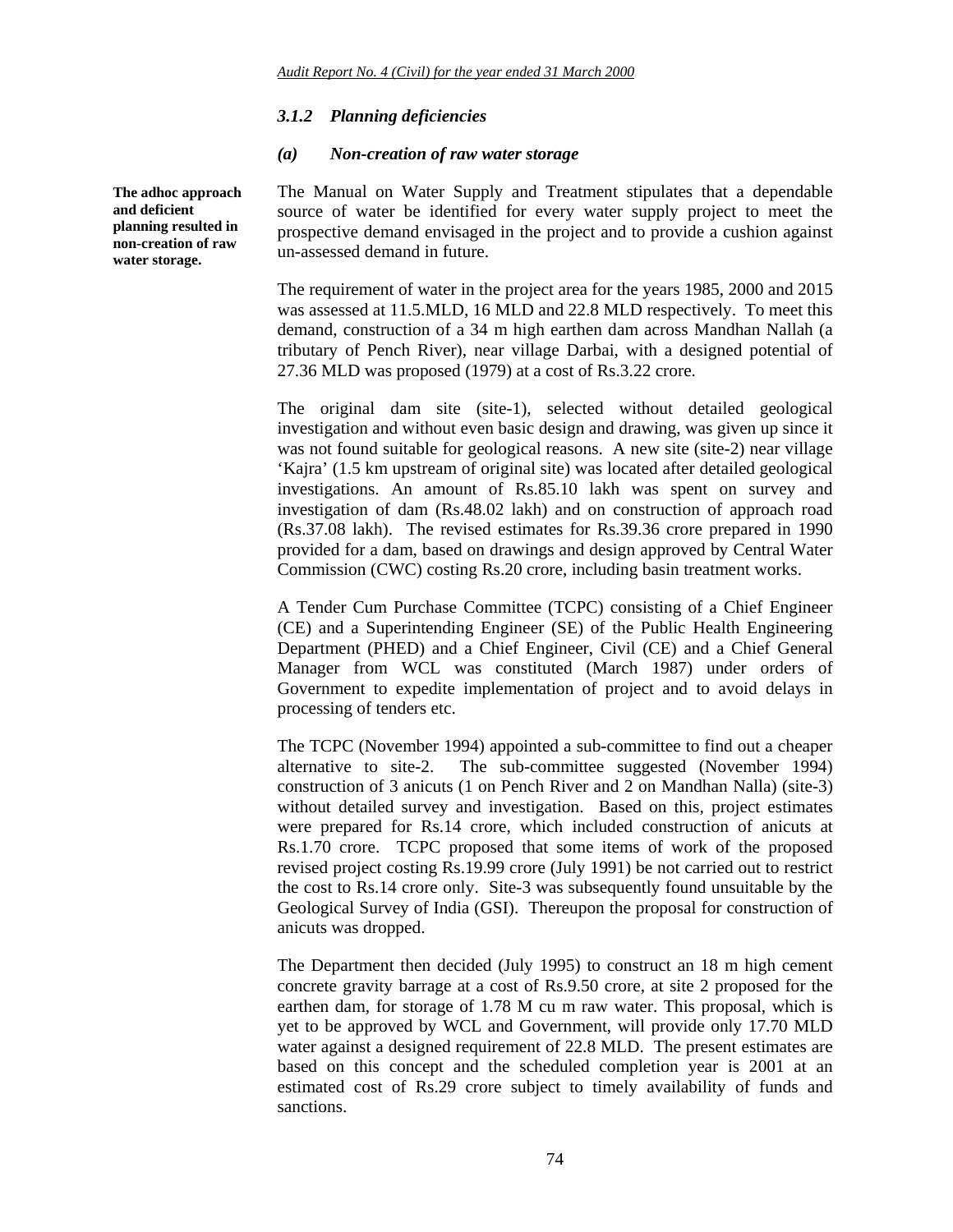### 3.1.2 *Planning deficiencies*

#### *(a) Non-creation of raw water storage*

**The adhoc approach and deficient planning resulted in non-creation of raw water storage.**

The Manual on Water Supply and Treatment stipulates that a dependable source of water be identified for every water supply project to meet the prospective demand envisaged in the project and to provide a cushion against un-assessed demand in future.

The requirement of water in the project area for the years 1985, 2000 and 2015 was assessed at 11.5.MLD, 16 MLD and 22.8 MLD respectively. To meet this demand, construction of a 34 m high earthen dam across Mandhan Nallah (a tributary of Pench River), near village Darbai, with a designed potential of 27.36 MLD was proposed (1979) at a cost of Rs.3.22 crore.

The original dam site (site-1), selected without detailed geological investigation and without even basic design and drawing, was given up since it was not found suitable for geological reasons. A new site (site-2) near village 'Kajra' (1.5 km upstream of original site) was located after detailed geological investigations. An amount of Rs.85.10 lakh was spent on survey and investigation of dam (Rs.48.02 lakh) and on construction of approach road (Rs.37.08 lakh). The revised estimates for Rs.39.36 crore prepared in 1990 provided for a dam, based on drawings and design approved by Central Water Commission (CWC) costing Rs.20 crore, including basin treatment works.

A Tender Cum Purchase Committee (TCPC) consisting of a Chief Engineer (CE) and a Superintending Engineer (SE) of the Public Health Engineering Department (PHED) and a Chief Engineer, Civil (CE) and a Chief General Manager from WCL was constituted (March 1987) under orders of Government to expedite implementation of project and to avoid delays in processing of tenders etc.

The TCPC (November 1994) appointed a sub-committee to find out a cheaper alternative to site-2. The sub-committee suggested (November 1994) construction of 3 anicuts (1 on Pench River and 2 on Mandhan Nalla) (site-3) without detailed survey and investigation. Based on this, project estimates were prepared for Rs.14 crore, which included construction of anicuts at Rs.1.70 crore. TCPC proposed that some items of work of the proposed revised project costing Rs.19.99 crore (July 1991) be not carried out to restrict the cost to Rs.14 crore only. Site-3 was subsequently found unsuitable by the Geological Survey of India (GSI). Thereupon the proposal for construction of anicuts was dropped.

The Department then decided (July 1995) to construct an 18 m high cement concrete gravity barrage at a cost of Rs.9.50 crore, at site 2 proposed for the earthen dam, for storage of 1.78 M cu m raw water. This proposal, which is yet to be approved by WCL and Government, will provide only 17.70 MLD water against a designed requirement of 22.8 MLD. The present estimates are based on this concept and the scheduled completion year is 2001 at an estimated cost of Rs.29 crore subject to timely availability of funds and sanctions.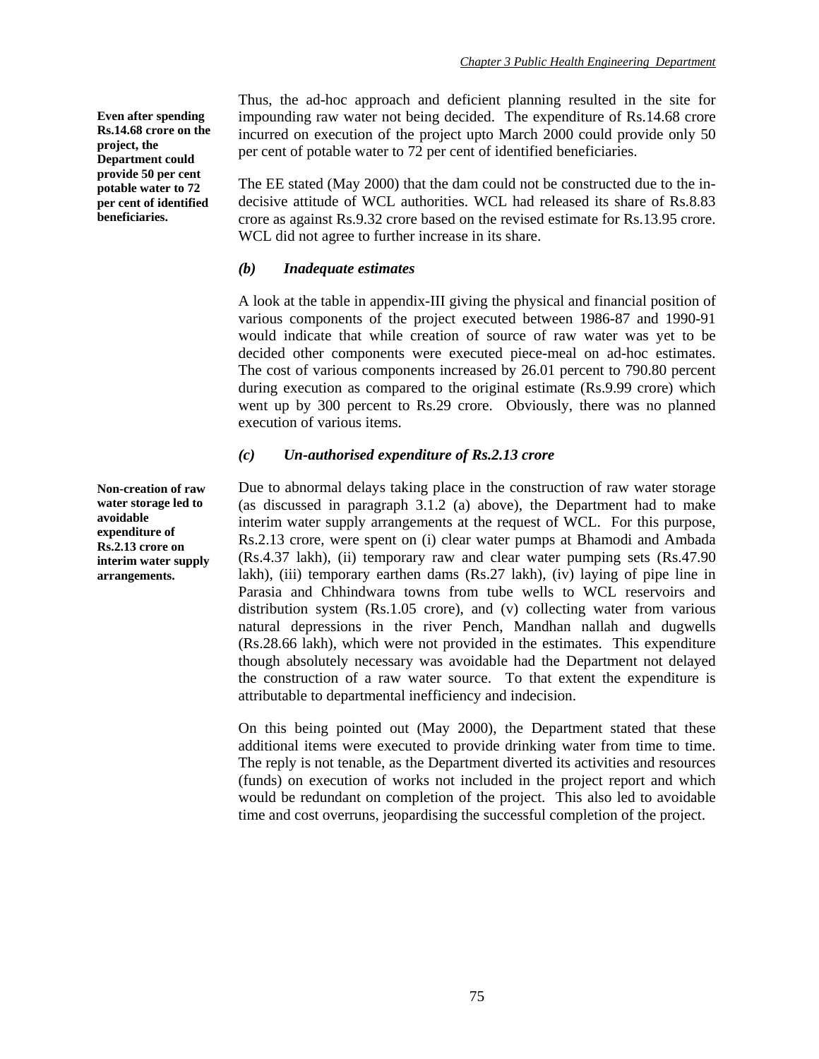**Even after spending Rs.14.68 crore on the project, the Department could provide 50 per cent potable water to 72 per cent of identified beneficiaries.**

Thus, the ad-hoc approach and deficient planning resulted in the site for impounding raw water not being decided. The expenditure of Rs.14.68 crore incurred on execution of the project upto March 2000 could provide only 50 per cent of potable water to 72 per cent of identified beneficiaries.

The EE stated (May 2000) that the dam could not be constructed due to the in-decisive attitude of WCL authorities. WCL had released its share of Rs.8.83 crore as against Rs.9.32 crore based on the revised estimate for Rs.13.95 crore. WCL did not agree to further increase in its share.

### *(b) Inadequate estimates*

A look at the table in appendix-III giving the physical and financial position of various components of the project executed between 1986-87 and 1990-91 would indicate that while creation of source of raw water was yet to be decided other components were executed piece-meal on ad-hoc estimates. The cost of various components increased by 26.01 percent to 790.80 percent during execution as compared to the original estimate (Rs.9.99 crore) which went up by 300 percent to Rs.29 crore. Obviously, there was no planned execution of various items.

### *(c) Un-authorised expenditure of Rs.2.13 crore*

**Non-creation of raw water storage led to avoidable expenditure of Rs.2.13 crore on interim water supply arrangements.**

Due to abnormal delays taking place in the construction of raw water storage (as discussed in paragraph 3.1.2 (a) above), the Department had to make interim water supply arrangements at the request of WCL. For this purpose, Rs.2.13 crore, were spent on (i) clear water pumps at Bhamodi and Ambada (Rs.4.37 lakh), (ii) temporary raw and clear water pumping sets (Rs.47.90 lakh), (iii) temporary earthen dams (Rs.27 lakh), (iv) laying of pipe line in Parasia and Chhindwara towns from tube wells to WCL reservoirs and distribution system (Rs.1.05 crore), and (v) collecting water from various natural depressions in the river Pench, Mandhan nallah and dugwells (Rs.28.66 lakh), which were not provided in the estimates. This expenditure though absolutely necessary was avoidable had the Department not delayed the construction of a raw water source. To that extent the expenditure is attributable to departmental inefficiency and indecision.

On this being pointed out (May 2000), the Department stated that these additional items were executed to provide drinking water from time to time. The reply is not tenable, as the Department diverted its activities and resources (funds) on execution of works not included in the project report and which would be redundant on completion of the project. This also led to avoidable time and cost overruns, jeopardising the successful completion of the project.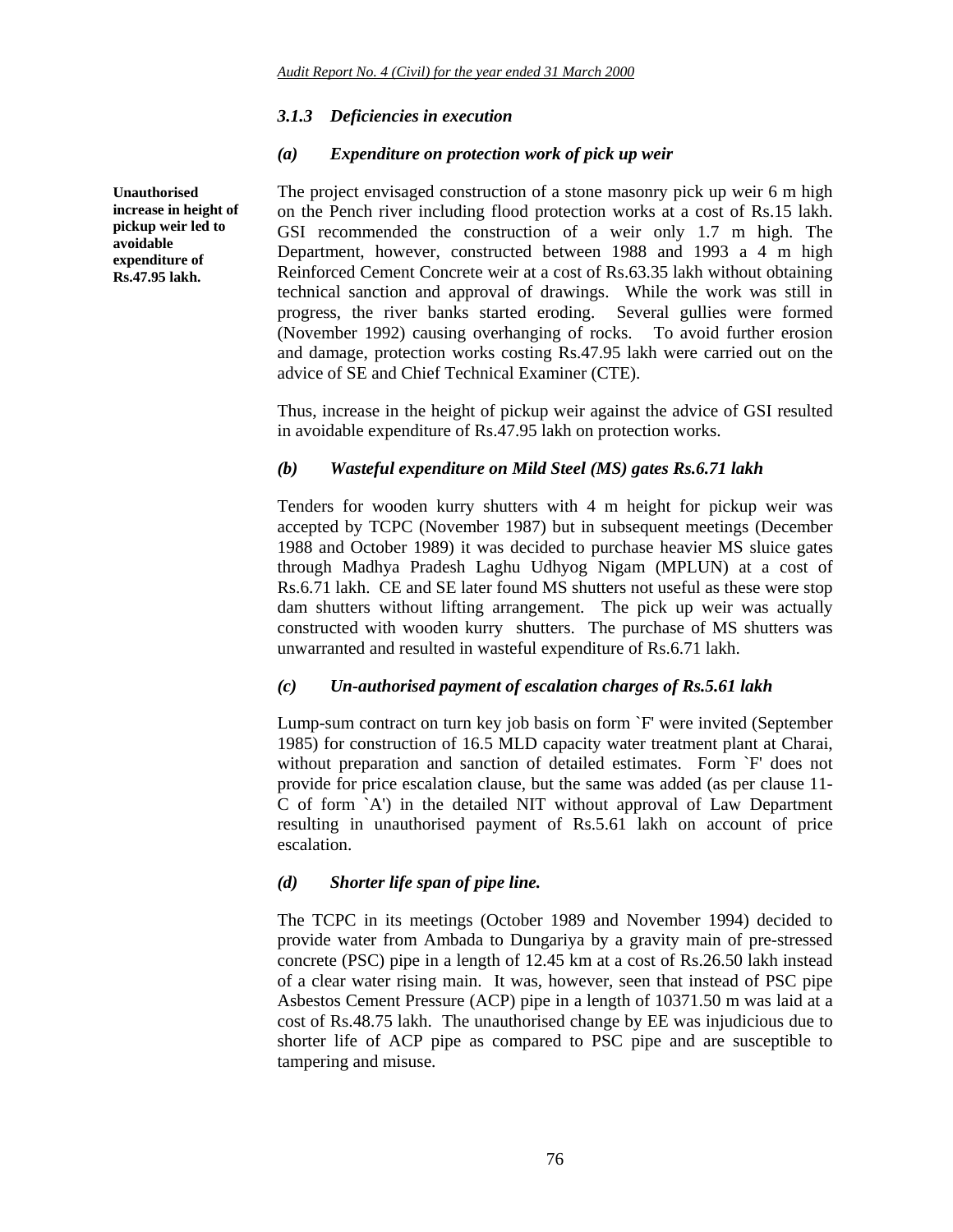### *3.1.3 Deficiencies in execution*

#### *(a) Expenditure on protection work of pick up weir*

**Unauthorised increase in height of pickup weir led to avoidable expenditure of Rs.47.95 lakh.**

The project envisaged construction of a stone masonry pick up weir 6 m high on the Pench river including flood protection works at a cost of Rs.15 lakh. GSI recommended the construction of a weir only 1.7 m high. The Department, however, constructed between 1988 and 1993 a 4 m high Reinforced Cement Concrete weir at a cost of Rs.63.35 lakh without obtaining technical sanction and approval of drawings. While the work was still in progress, the river banks started eroding. Several gullies were formed (November 1992) causing overhanging of rocks. To avoid further erosion and damage, protection works costing Rs.47.95 lakh were carried out on the advice of SE and Chief Technical Examiner (CTE).

Thus, increase in the height of pickup weir against the advice of GSI resulted in avoidable expenditure of Rs.47.95 lakh on protection works.

#### *(b) Wasteful expenditure on Mild Steel (MS) gates Rs.6.71 lakh*

Tenders for wooden kurry shutters with 4 m height for pickup weir was accepted by TCPC (November 1987) but in subsequent meetings (December 1988 and October 1989) it was decided to purchase heavier MS sluice gates through Madhya Pradesh Laghu Udhyog Nigam (MPLUN) at a cost of Rs.6.71 lakh. CE and SE later found MS shutters not useful as these were stop dam shutters without lifting arrangement. The pick up weir was actually constructed with wooden kurry shutters. The purchase of MS shutters was unwarranted and resulted in wasteful expenditure of Rs.6.71 lakh.

#### *(c) Un-authorised payment of escalation charges of Rs.5.61 lakh*

Lump-sum contract on turn key job basis on form `F' were invited (September 1985) for construction of 16.5 MLD capacity water treatment plant at Charai, without preparation and sanction of detailed estimates. Form `F' does not provide for price escalation clause, but the same was added (as per clause 11-C of form `A') in the detailed NIT without approval of Law Department resulting in unauthorised payment of Rs.5.61 lakh on account of price escalation.

#### *(d) Shorter life span of pipe line.*

The TCPC in its meetings (October 1989 and November 1994) decided to provide water from Ambada to Dungariya by a gravity main of pre-stressed concrete (PSC) pipe in a length of 12.45 km at a cost of Rs.26.50 lakh instead of a clear water rising main. It was, however, seen that instead of PSC pipe Asbestos Cement Pressure (ACP) pipe in a length of 10371.50 m was laid at a cost of Rs.48.75 lakh. The unauthorised change by EE was injudicious due to shorter life of ACP pipe as compared to PSC pipe and are susceptible to tampering and misuse.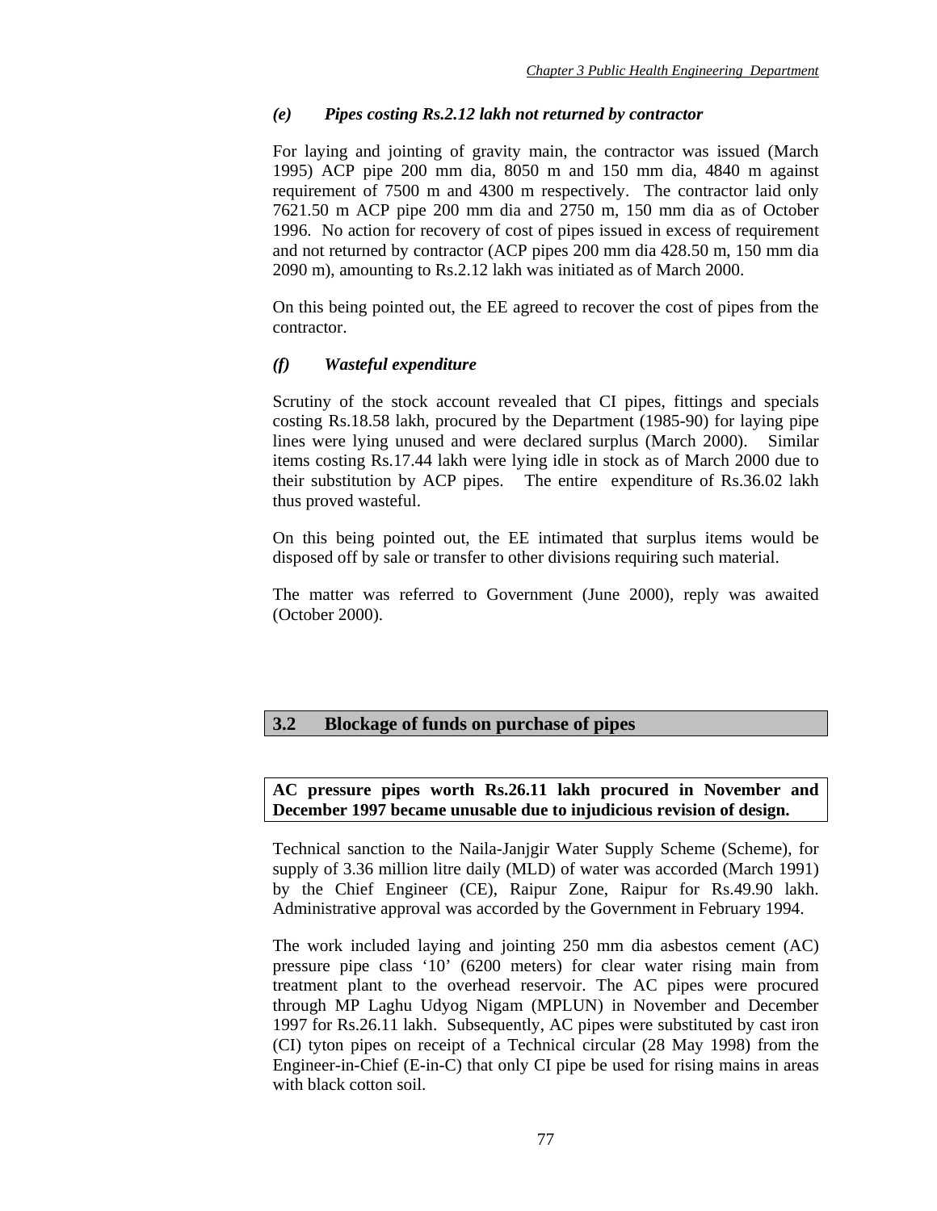#### *(e) Pipes costing Rs.2.12 lakh not returned by contractor*

For laying and jointing of gravity main, the contractor was issued (March 1995) ACP pipe 200 mm dia, 8050 m and 150 mm dia, 4840 m against requirement of 7500 m and 4300 m respectively. The contractor laid only 7621.50 m ACP pipe 200 mm dia and 2750 m, 150 mm dia as of October 1996. No action for recovery of cost of pipes issued in excess of requirement and not returned by contractor (ACP pipes 200 mm dia 428.50 m, 150 mm dia 2090 m), amounting to Rs.2.12 lakh was initiated as of March 2000.

On this being pointed out, the EE agreed to recover the cost of pipes from the contractor.

#### *(f) Wasteful expenditure*

Scrutiny of the stock account revealed that CI pipes, fittings and specials costing Rs.18.58 lakh, procured by the Department (1985-90) for laying pipe lines were lying unused and were declared surplus (March 2000). Similar items costing Rs.17.44 lakh were lying idle in stock as of March 2000 due to their substitution by ACP pipes. The entire expenditure of Rs.36.02 lakh thus proved wasteful.

On this being pointed out, the EE intimated that surplus items would be disposed off by sale or transfer to other divisions requiring such material.

The matter was referred to Government (June 2000), reply was awaited (October 2000).

## 3.2 Blockage of funds on purchase of pipes

**AC pressure pipes worth Rs.26.11 lakh procured in November and December 1997 became unusable due to injudicious revision of design.**

Technical sanction to the Naila-Janjgir Water Supply Scheme (Scheme), for supply of 3.36 million litre daily (MLD) of water was accorded (March 1991) by the Chief Engineer (CE), Raipur Zone, Raipur for Rs.49.90 lakh. Administrative approval was accorded by the Government in February 1994.

The work included laying and jointing 250 mm dia asbestos cement (AC) pressure pipe class '10' (6200 meters) for clear water rising main from treatment plant to the overhead reservoir. The AC pipes were procured through MP Laghu Udyog Nigam (MPLUN) in November and December 1997 for Rs.26.11 lakh. Subsequently, AC pipes were substituted by cast iron (CI) tyton pipes on receipt of a Technical circular (28 May 1998) from the Engineer-in-Chief (E-in-C) that only CI pipe be used for rising mains in areas with black cotton soil.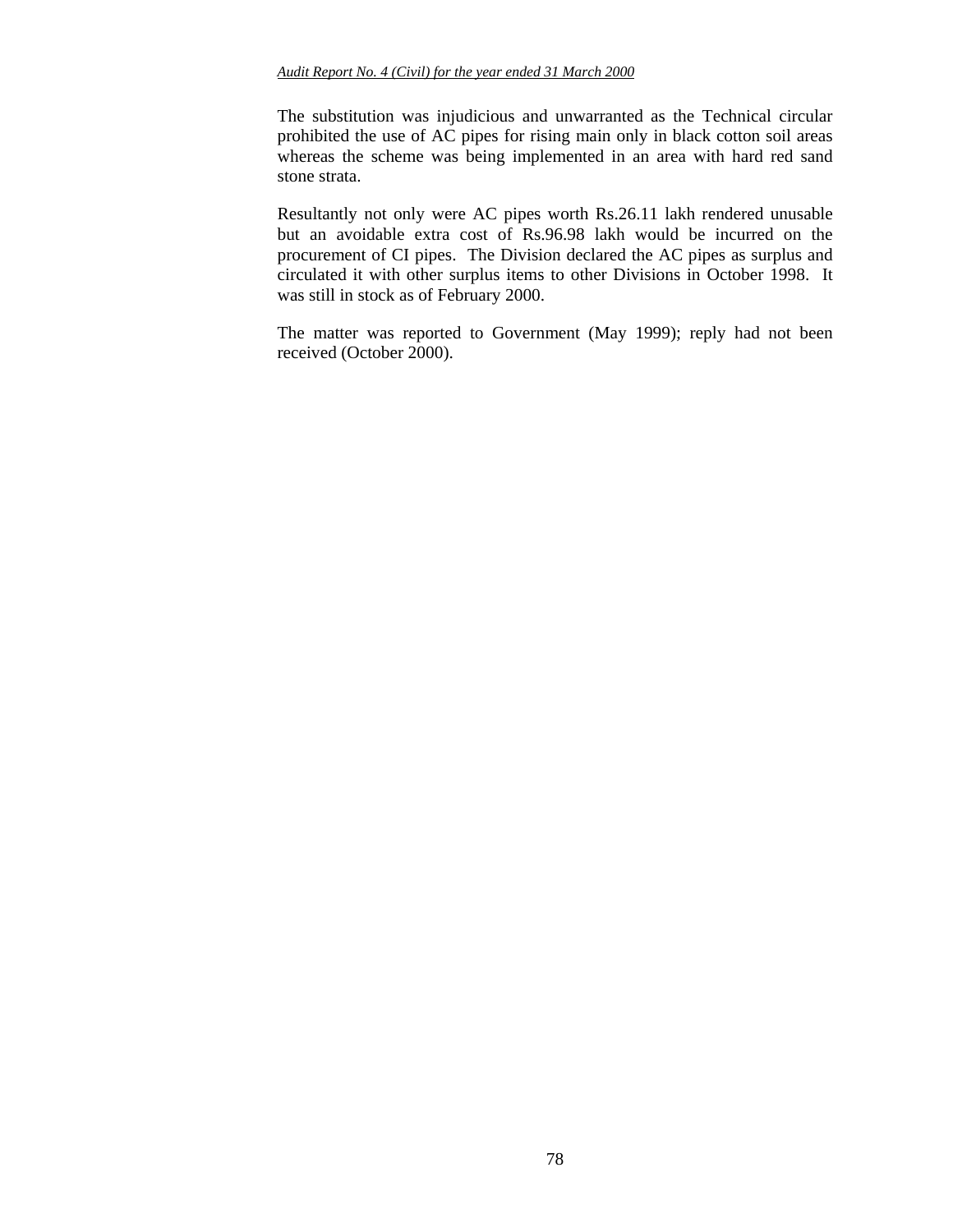The substitution was injudicious and unwarranted as the Technical circular prohibited the use of AC pipes for rising main only in black cotton soil areas whereas the scheme was being implemented in an area with hard red sand stone strata.

Resultantly not only were AC pipes worth Rs.26.11 lakh rendered unusable but an avoidable extra cost of Rs.96.98 lakh would be incurred on the procurement of CI pipes. The Division declared the AC pipes as surplus and circulated it with other surplus items to other Divisions in October 1998. It was still in stock as of February 2000.

The matter was reported to Government (May 1999); reply had not been received (October 2000).